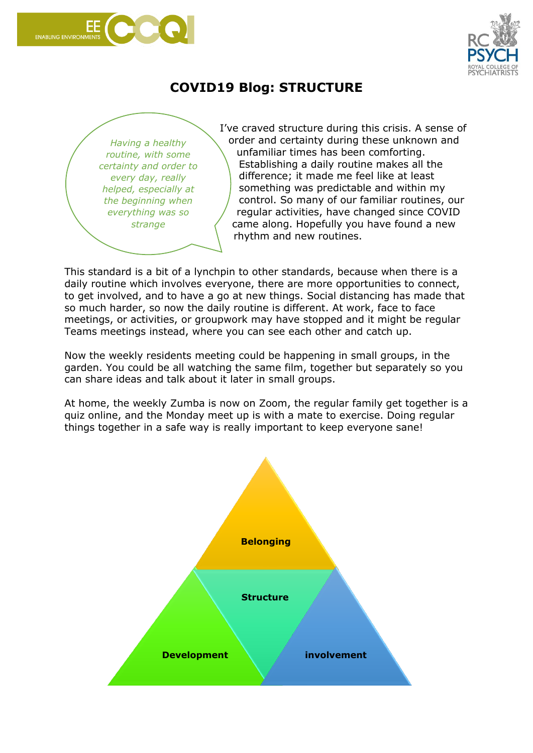# COVID19 Blog: STRUCTURE

*Having a healthy routine, with some certainty and order to every day, really helped, especially at the beginning when everything was so strange*

I've craved structure during this crisis. A sense of order and certainty during these unknown and unfamiliar times has been comforting. Establishing a daily routine makes all the difference; it made me feel like at least something was predictable and within my control. So many of our familiar routines, our regular activities, have changed since COVID came along. Hopefully you have found a new rhythm and new routines.

This standard is a bit of a lynchpin to other standards, because when there is a daily routine which involves everyone, there are more opportunities to connect, to get involved, and to have a go at new things. Social distancing has made that so much harder, so now the daily routine is different. At work, face to face meetings, or activities, or groupwork may have stopped and it might be regular Teams meetings instead, where you can see each other and catch up.

Now the weekly residents meeting could be happening in small groups, in the garden. You could be all watching the same film, together but separately so you can share ideas and talk about it later in small groups.

At home, the weekly Zumba is now on Zoom, the regular family get together is a quiz online, and the Monday meet up is with a mate to exercise. Doing regular things together in a safe way is really important to keep everyone sane!

**Belonging**

**Structure**

**Development** **involvement**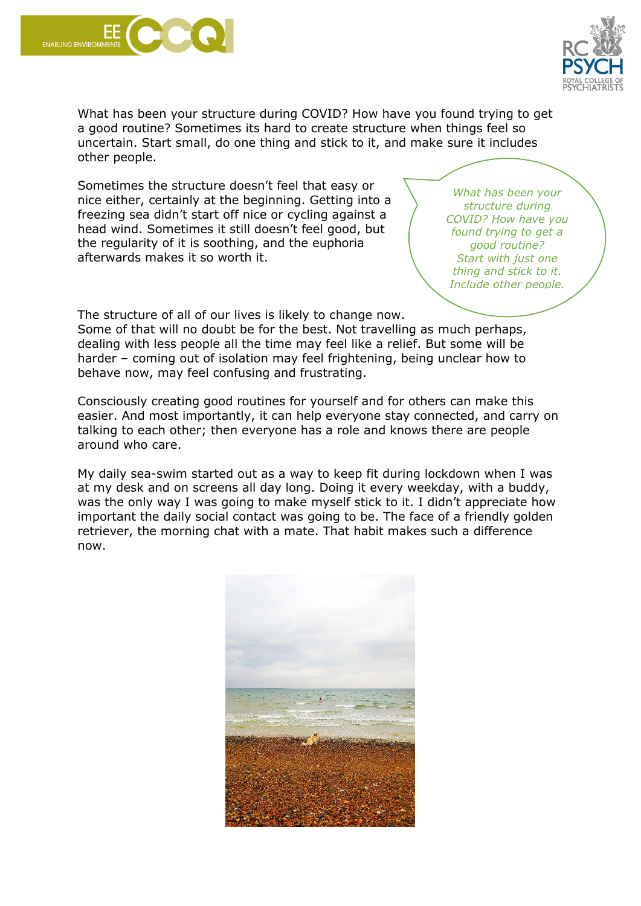What has been your structure during COVID? How have you found trying to get a good routine? Sometimes its hard to create structure when things feel so uncertain. Start small, do one thing and stick to it, and make sure it includes other people.

Sometimes the structure doesn't feel that easy or nice either, certainly at the beginning. Getting into a freezing sea didn't start off nice or cycling against a head wind. Sometimes it still doesn't feel good, but the regularity of it is soothing, and the euphoria afterwards makes it so worth it.

> *What has been your structure during COVID? How have you found trying to get a good routine? Start with just one thing and stick to it. Include other people.*

The structure of all of our lives is likely to change now. Some of that will no doubt be for the best. Not travelling as much perhaps, dealing with less people all the time may feel like a relief. But some will be harder – coming out of isolation may feel frightening, being unclear how to behave now, may feel confusing and frustrating.

Consciously creating good routines for yourself and for others can make this easier. And most importantly, it can help everyone stay connected, and carry on talking to each other; then everyone has a role and knows there are people around who care.

My daily sea-swim started out as a way to keep fit during lockdown when I was at my desk and on screens all day long. Doing it every weekday, with a buddy, was the only way I was going to make myself stick to it. I didn't appreciate how important the daily social contact was going to be. The face of a friendly golden retriever, the morning chat with a mate. That habit makes such a difference now.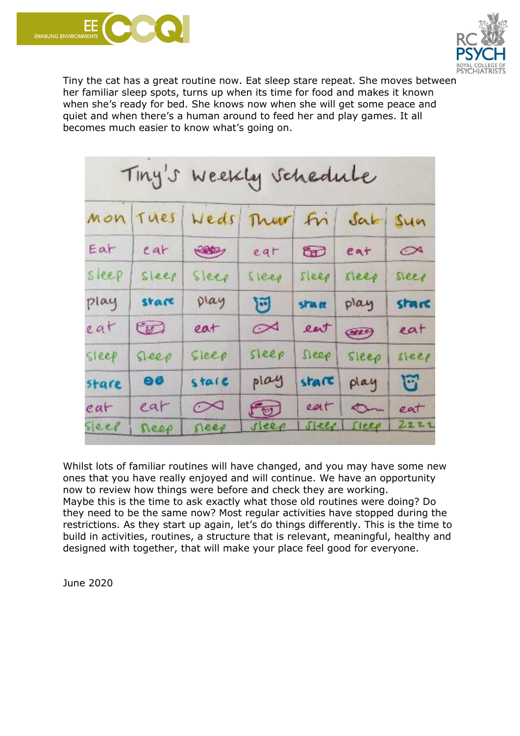Tiny the cat has a great routine now. Eat sleep stare repeat. She moves between her familiar sleep spots, turns up when its time for food and makes it known when she's ready for bed. She knows now when she will get some peace and quiet and when there's a human around to feed her and play games. It all becomes much easier to know what's going on.

**Tiny's Weekly Schedule**

| Mon | Tues | Weds | Thur | Fri | Sat | Sun |
|---|---|---|---|---|---|---|
| Eat | eat | | eat | | eat | |
| sleep | sleep | Sleep | sleep | sleep | sleep | sleep |
| play | stare | play | | stare | play | stare |
| eat | | eat | | eat | | eat |
| sleep | sleep | Sleep | sleep | sleep | sleep | sleep |
| stare | | stare | play | stare | play | |
| eat | eat | | | eat | | eat |
| sleep | sleep | sleep | sleep | sleep | sleep | zzzz |

Whilst lots of familiar routines will have changed, and you may have some new ones that you have really enjoyed and will continue. We have an opportunity now to review how things were before and check they are working.
Maybe this is the time to ask exactly what those old routines were doing? Do they need to be the same now? Most regular activities have stopped during the restrictions. As they start up again, let's do things differently. This is the time to build in activities, routines, a structure that is relevant, meaningful, healthy and designed with together, that will make your place feel good for everyone.

June 2020